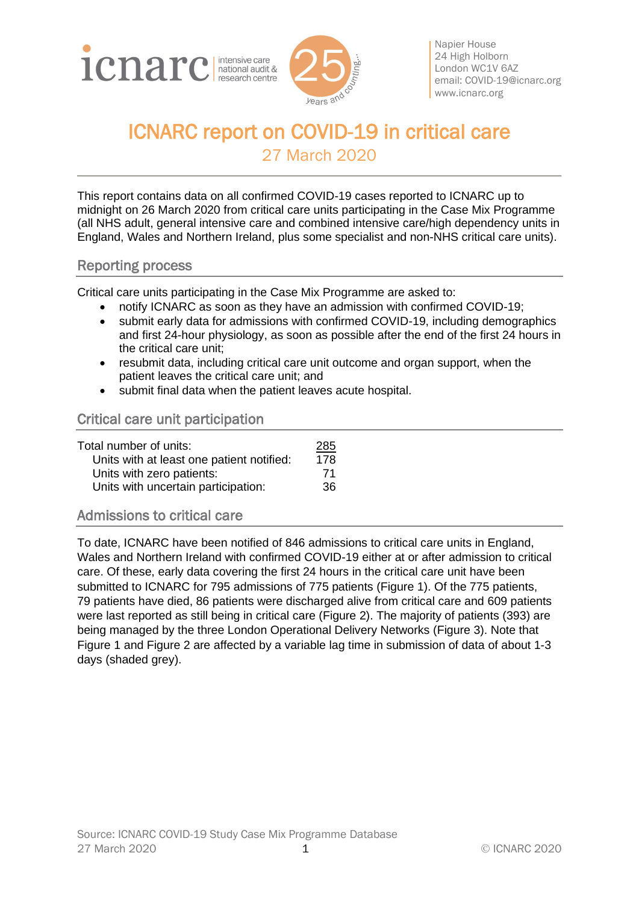icnarc intensive care national audit & research centre

Napier House
24 High Holborn
London WC1V 6AZ
email: COVID-19@icnarc.org
www.icnarc.org

# ICNARC report on COVID-19 in critical care

27 March 2020

This report contains data on all confirmed COVID-19 cases reported to ICNARC up to midnight on 26 March 2020 from critical care units participating in the Case Mix Programme (all NHS adult, general intensive care and combined intensive care/high dependency units in England, Wales and Northern Ireland, plus some specialist and non-NHS critical care units).

## Reporting process

Critical care units participating in the Case Mix Programme are asked to:

- notify ICNARC as soon as they have an admission with confirmed COVID-19;
- submit early data for admissions with confirmed COVID-19, including demographics and first 24-hour physiology, as soon as possible after the end of the first 24 hours in the critical care unit;
- resubmit data, including critical care unit outcome and organ support, when the patient leaves the critical care unit; and
- submit final data when the patient leaves acute hospital.

## Critical care unit participation

| | |
|---|---|
| Total number of units: | 285 |
| Units with at least one patient notified: | 178 |
| Units with zero patients: | 71 |
| Units with uncertain participation: | 36 |

## Admissions to critical care

To date, ICNARC have been notified of 846 admissions to critical care units in England, Wales and Northern Ireland with confirmed COVID-19 either at or after admission to critical care. Of these, early data covering the first 24 hours in the critical care unit have been submitted to ICNARC for 795 admissions of 775 patients (Figure 1). Of the 775 patients, 79 patients have died, 86 patients were discharged alive from critical care and 609 patients were last reported as still being in critical care (Figure 2). The majority of patients (393) are being managed by the three London Operational Delivery Networks (Figure 3). Note that Figure 1 and Figure 2 are affected by a variable lag time in submission of data of about 1-3 days (shaded grey).

Source: ICNARC COVID-19 Study Case Mix Programme Database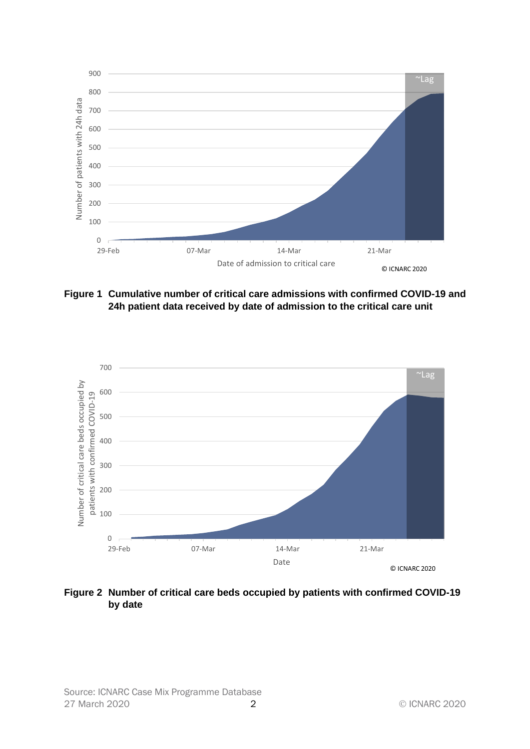**Figure 1 Cumulative number of critical care admissions with confirmed COVID-19 and 24h patient data received by date of admission to the critical care unit**

**Figure 2 Number of critical care beds occupied by patients with confirmed COVID-19 by date**

Source: ICNARC Case Mix Programme Database
27 March 2020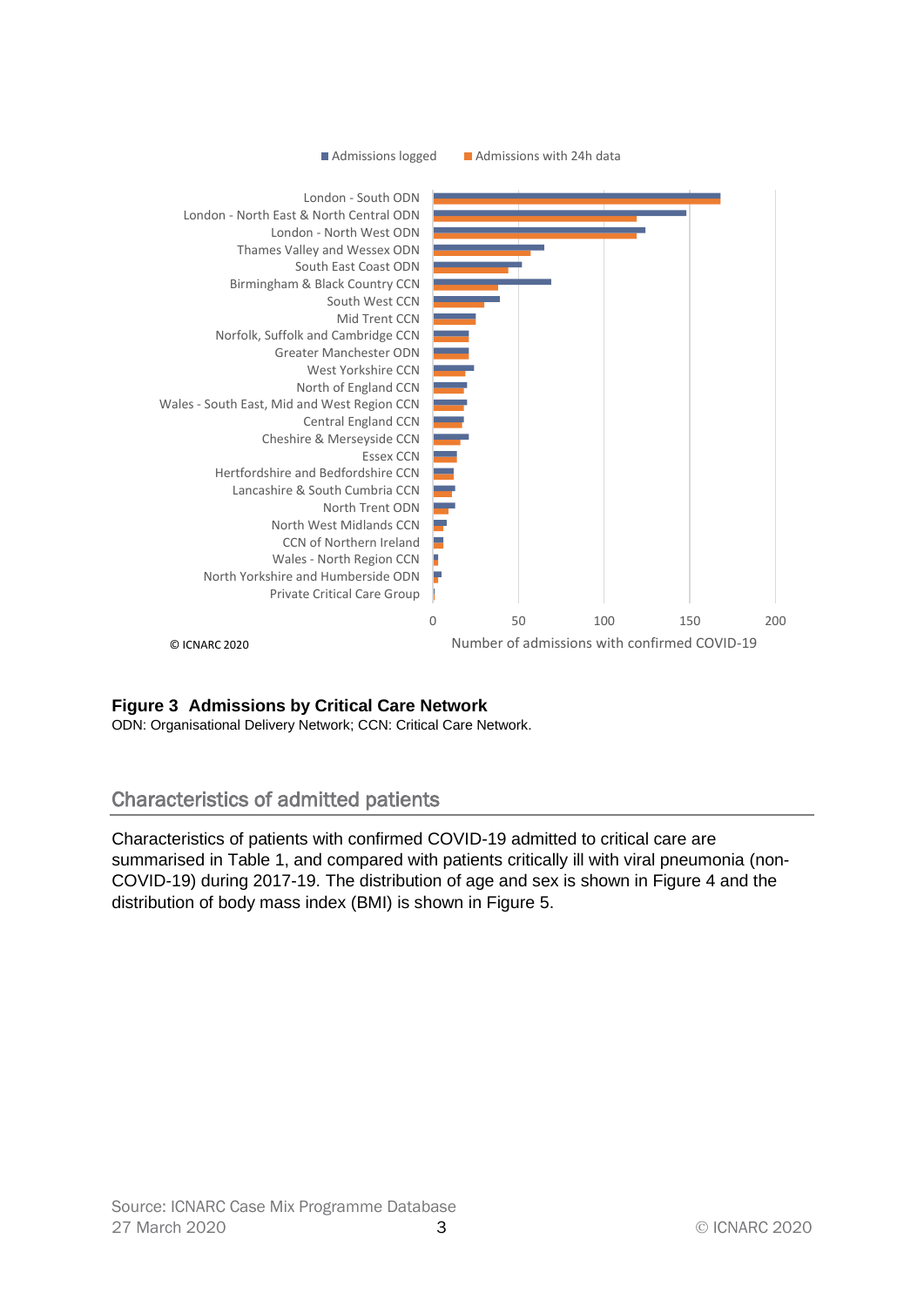**Figure 3 Admissions by Critical Care Network**
ODN: Organisational Delivery Network; CCN: Critical Care Network.

## Characteristics of admitted patients

Characteristics of patients with confirmed COVID-19 admitted to critical care are summarised in Table 1, and compared with patients critically ill with viral pneumonia (non-COVID-19) during 2017-19. The distribution of age and sex is shown in Figure 4 and the distribution of body mass index (BMI) is shown in Figure 5.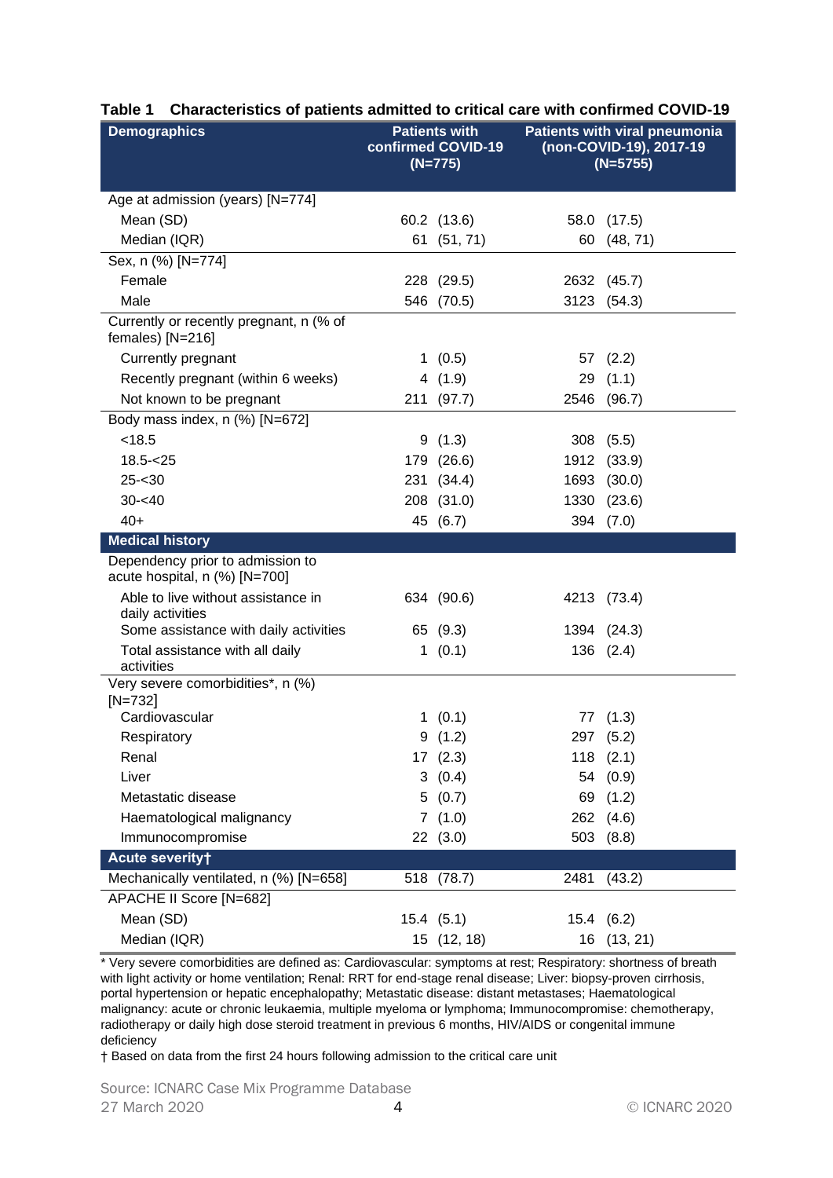**Table 1 Characteristics of patients admitted to critical care with confirmed COVID-19**

| Demographics | Patients with confirmed COVID-19 (N=775) | Patients with viral pneumonia (non-COVID-19), 2017-19 (N=5755) |
|---|---|---|
| Age at admission (years) [N=774] | | |
| Mean (SD) | 60.2 (13.6) | 58.0 (17.5) |
| Median (IQR) | 61 (51, 71) | 60 (48, 71) |
| Sex, n (%) [N=774] | | |
| Female | 228 (29.5) | 2632 (45.7) |
| Male | 546 (70.5) | 3123 (54.3) |
| Currently or recently pregnant, n (% of females) [N=216] | | |
| Currently pregnant | 1 (0.5) | 57 (2.2) |
| Recently pregnant (within 6 weeks) | 4 (1.9) | 29 (1.1) |
| Not known to be pregnant | 211 (97.7) | 2546 (96.7) |
| Body mass index, n (%) [N=672] | | |
| <18.5 | 9 (1.3) | 308 (5.5) |
| 18.5-<25 | 179 (26.6) | 1912 (33.9) |
| 25-<30 | 231 (34.4) | 1693 (30.0) |
| 30-<40 | 208 (31.0) | 1330 (23.6) |
| 40+ | 45 (6.7) | 394 (7.0) |
| **Medical history** | | |
| Dependency prior to admission to acute hospital, n (%) [N=700] | | |
| Able to live without assistance in daily activities | 634 (90.6) | 4213 (73.4) |
| Some assistance with daily activities | 65 (9.3) | 1394 (24.3) |
| Total assistance with all daily activities | 1 (0.1) | 136 (2.4) |
| Very severe comorbidities*, n (%) [N=732] | | |
| Cardiovascular | 1 (0.1) | 77 (1.3) |
| Respiratory | 9 (1.2) | 297 (5.2) |
| Renal | 17 (2.3) | 118 (2.1) |
| Liver | 3 (0.4) | 54 (0.9) |
| Metastatic disease | 5 (0.7) | 69 (1.2) |
| Haematological malignancy | 7 (1.0) | 262 (4.6) |
| Immunocompromise | 22 (3.0) | 503 (8.8) |
| **Acute severity†** | | |
| Mechanically ventilated, n (%) [N=658] | 518 (78.7) | 2481 (43.2) |
| APACHE II Score [N=682] | | |
| Mean (SD) | 15.4 (5.1) | 15.4 (6.2) |
| Median (IQR) | 15 (12, 18) | 16 (13, 21) |

* Very severe comorbidities are defined as: Cardiovascular: symptoms at rest; Respiratory: shortness of breath with light activity or home ventilation; Renal: RRT for end-stage renal disease; Liver: biopsy-proven cirrhosis, portal hypertension or hepatic encephalopathy; Metastatic disease: distant metastases; Haematological malignancy: acute or chronic leukaemia, multiple myeloma or lymphoma; Immunocompromise: chemotherapy, radiotherapy or daily high dose steroid treatment in previous 6 months, HIV/AIDS or congenital immune deficiency

† Based on data from the first 24 hours following admission to the critical care unit

Source: ICNARC Case Mix Programme Database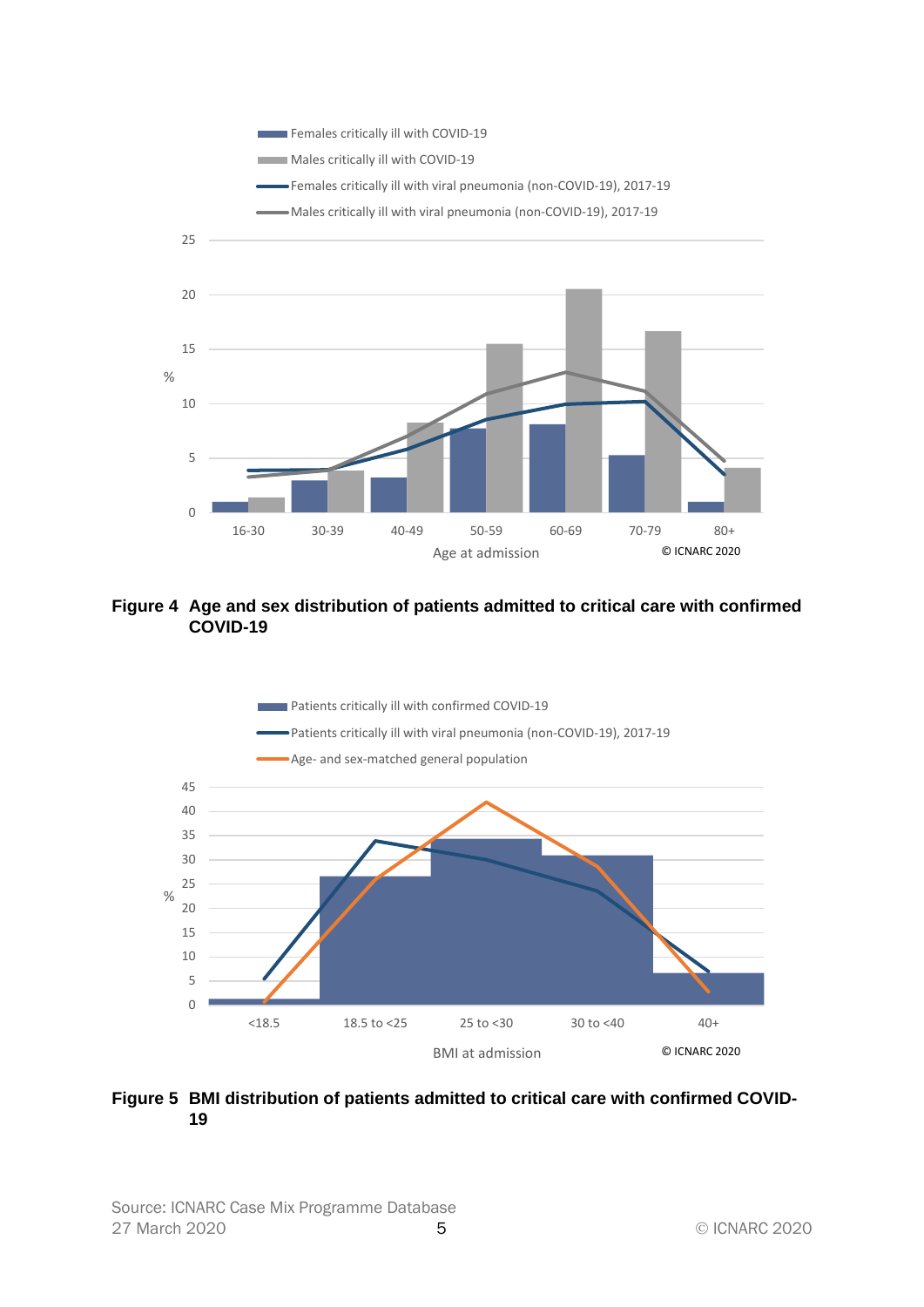**Figure 4 Age and sex distribution of patients admitted to critical care with confirmed COVID-19**

**Figure 5 BMI distribution of patients admitted to critical care with confirmed COVID-19**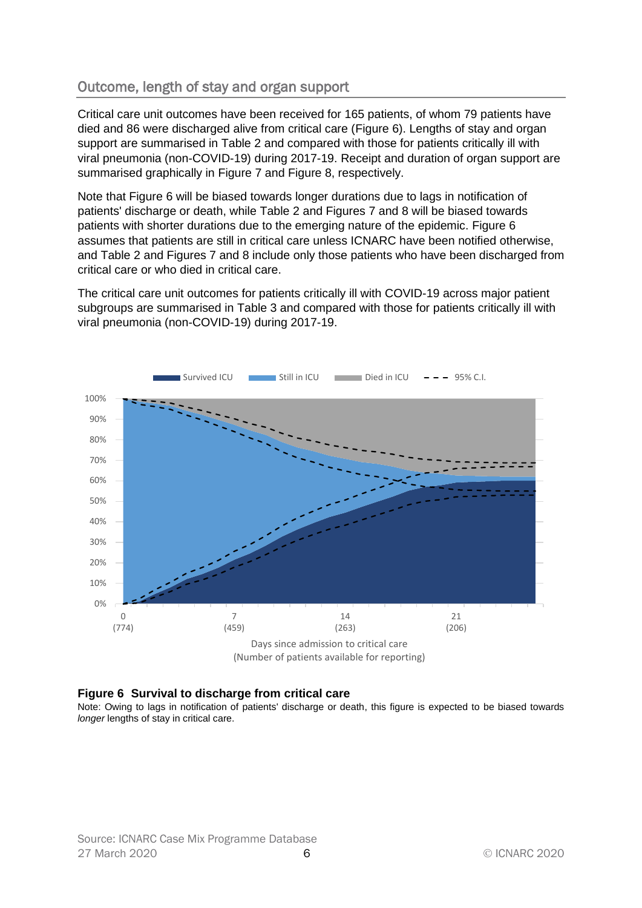## Outcome, length of stay and organ support

Critical care unit outcomes have been received for 165 patients, of whom 79 patients have died and 86 were discharged alive from critical care (Figure 6). Lengths of stay and organ support are summarised in Table 2 and compared with those for patients critically ill with viral pneumonia (non-COVID-19) during 2017-19. Receipt and duration of organ support are summarised graphically in Figure 7 and Figure 8, respectively.

Note that Figure 6 will be biased towards longer durations due to lags in notification of patients' discharge or death, while Table 2 and Figures 7 and 8 will be biased towards patients with shorter durations due to the emerging nature of the epidemic. Figure 6 assumes that patients are still in critical care unless ICNARC have been notified otherwise, and Table 2 and Figures 7 and 8 include only those patients who have been discharged from critical care or who died in critical care.

The critical care unit outcomes for patients critically ill with COVID-19 across major patient subgroups are summarised in Table 3 and compared with those for patients critically ill with viral pneumonia (non-COVID-19) during 2017-19.

**Figure 6 Survival to discharge from critical care**

Note: Owing to lags in notification of patients' discharge or death, this figure is expected to be biased towards *longer* lengths of stay in critical care.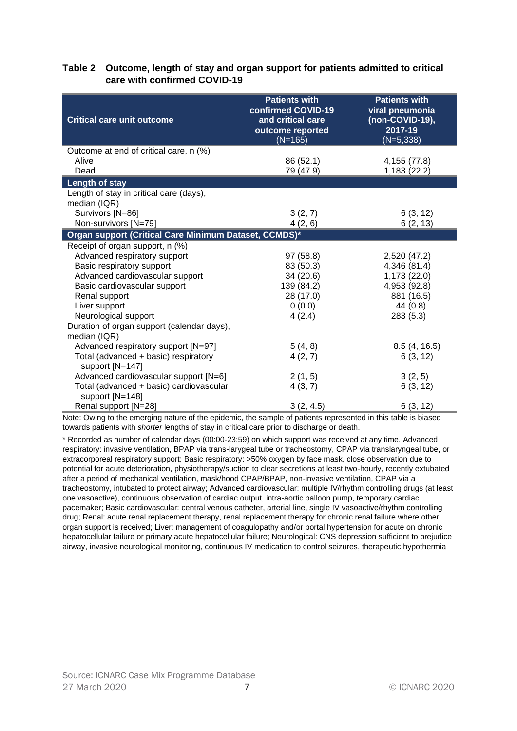**Table 2 Outcome, length of stay and organ support for patients admitted to critical care with confirmed COVID-19**

| Critical care unit outcome | Patients with confirmed COVID-19 and critical care outcome reported (N=165) | Patients with viral pneumonia (non-COVID-19), 2017-19 (N=5,338) |
|---|---|---|
| Outcome at end of critical care, n (%) | | |
| Alive | 86 (52.1) | 4,155 (77.8) |
| Dead | 79 (47.9) | 1,183 (22.2) |
| **Length of stay** | | |
| Length of stay in critical care (days), median (IQR) | | |
| Survivors [N=86] | 3 (2, 7) | 6 (3, 12) |
| Non-survivors [N=79] | 4 (2, 6) | 6 (2, 13) |
| **Organ support (Critical Care Minimum Dataset, CCMDS)*** | | |
| Receipt of organ support, n (%) | | |
| Advanced respiratory support | 97 (58.8) | 2,520 (47.2) |
| Basic respiratory support | 83 (50.3) | 4,346 (81.4) |
| Advanced cardiovascular support | 34 (20.6) | 1,173 (22.0) |
| Basic cardiovascular support | 139 (84.2) | 4,953 (92.8) |
| Renal support | 28 (17.0) | 881 (16.5) |
| Liver support | 0 (0.0) | 44 (0.8) |
| Neurological support | 4 (2.4) | 283 (5.3) |
| Duration of organ support (calendar days), median (IQR) | | |
| Advanced respiratory support [N=97] | 5 (4, 8) | 8.5 (4, 16.5) |
| Total (advanced + basic) respiratory support [N=147] | 4 (2, 7) | 6 (3, 12) |
| Advanced cardiovascular support [N=6] | 2 (1, 5) | 3 (2, 5) |
| Total (advanced + basic) cardiovascular support [N=148] | 4 (3, 7) | 6 (3, 12) |
| Renal support [N=28] | 3 (2, 4.5) | 6 (3, 12) |

Note: Owing to the emerging nature of the epidemic, the sample of patients represented in this table is biased towards patients with *shorter* lengths of stay in critical care prior to discharge or death.

* Recorded as number of calendar days (00:00-23:59) on which support was received at any time. Advanced respiratory: invasive ventilation, BPAP via trans-larygeal tube or tracheostomy, CPAP via translaryngeal tube, or extracorporeal respiratory support; Basic respiratory: >50% oxygen by face mask, close observation due to potential for acute deterioration, physiotherapy/suction to clear secretions at least two-hourly, recently extubated after a period of mechanical ventilation, mask/hood CPAP/BPAP, non-invasive ventilation, CPAP via a tracheostomy, intubated to protect airway; Advanced cardiovascular: multiple IV/rhythm controlling drugs (at least one vasoactive), continuous observation of cardiac output, intra-aortic balloon pump, temporary cardiac pacemaker; Basic cardiovascular: central venous catheter, arterial line, single IV vasoactive/rhythm controlling drug; Renal: acute renal replacement therapy, renal replacement therapy for chronic renal failure where other organ support is received; Liver: management of coagulopathy and/or portal hypertension for acute on chronic hepatocellular failure or primary acute hepatocellular failure; Neurological: CNS depression sufficient to prejudice airway, invasive neurological monitoring, continuous IV medication to control seizures, therapeutic hypothermia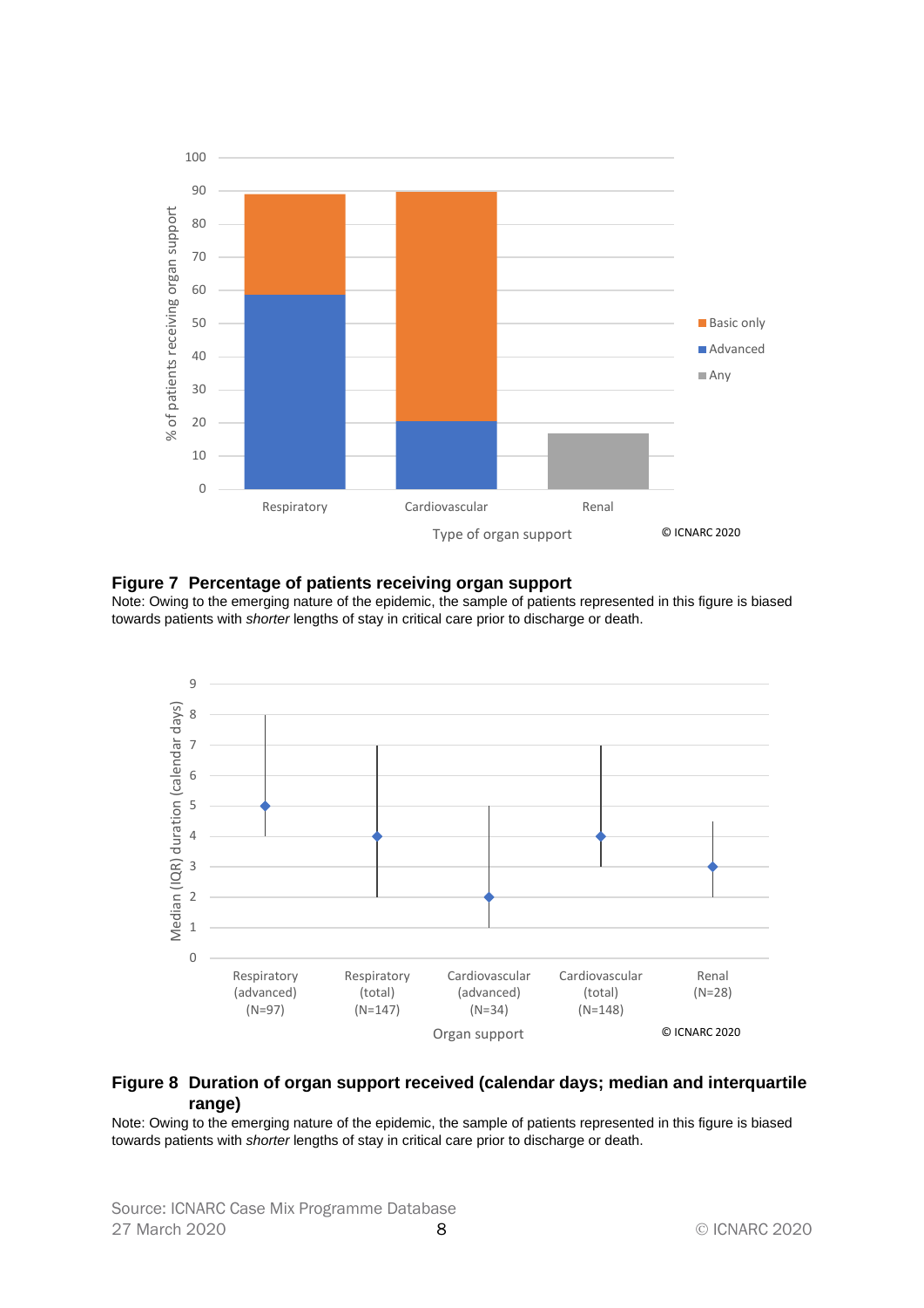**Figure 7 Percentage of patients receiving organ support**

Note: Owing to the emerging nature of the epidemic, the sample of patients represented in this figure is biased towards patients with *shorter* lengths of stay in critical care prior to discharge or death.

**Figure 8 Duration of organ support received (calendar days; median and interquartile range)**

Note: Owing to the emerging nature of the epidemic, the sample of patients represented in this figure is biased towards patients with *shorter* lengths of stay in critical care prior to discharge or death.

Source: ICNARC Case Mix Programme Database
27 March 2020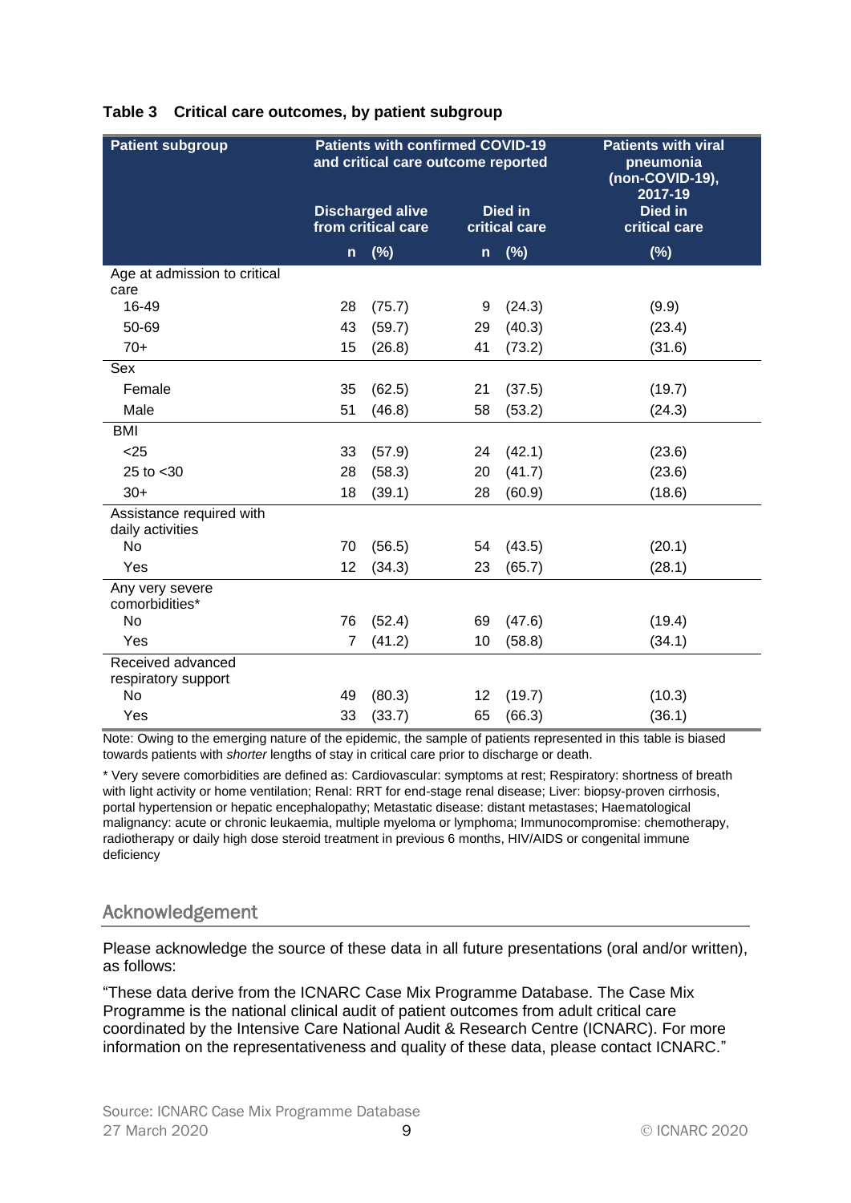**Table 3 Critical care outcomes, by patient subgroup**

| Patient subgroup | Patients with confirmed COVID-19 and critical care outcome reported | | | | Patients with viral pneumonia (non-COVID-19), 2017-19 |
|---|---|---|---|---|---|
| | Discharged alive from critical care | | Died in critical care | | Died in critical care |
| | n | (%) | n | (%) | (%) |
| **Age at admission to critical care** | | | | | |
| 16-49 | 28 | (75.7) | 9 | (24.3) | (9.9) |
| 50-69 | 43 | (59.7) | 29 | (40.3) | (23.4) |
| 70+ | 15 | (26.8) | 41 | (73.2) | (31.6) |
| **Sex** | | | | | |
| Female | 35 | (62.5) | 21 | (37.5) | (19.7) |
| Male | 51 | (46.8) | 58 | (53.2) | (24.3) |
| **BMI** | | | | | |
| <25 | 33 | (57.9) | 24 | (42.1) | (23.6) |
| 25 to <30 | 28 | (58.3) | 20 | (41.7) | (23.6) |
| 30+ | 18 | (39.1) | 28 | (60.9) | (18.6) |
| **Assistance required with daily activities** | | | | | |
| No | 70 | (56.5) | 54 | (43.5) | (20.1) |
| Yes | 12 | (34.3) | 23 | (65.7) | (28.1) |
| **Any very severe comorbidities*** | | | | | |
| No | 76 | (52.4) | 69 | (47.6) | (19.4) |
| Yes | 7 | (41.2) | 10 | (58.8) | (34.1) |
| **Received advanced respiratory support** | | | | | |
| No | 49 | (80.3) | 12 | (19.7) | (10.3) |
| Yes | 33 | (33.7) | 65 | (66.3) | (36.1) |

Note: Owing to the emerging nature of the epidemic, the sample of patients represented in this table is biased towards patients with *shorter* lengths of stay in critical care prior to discharge or death.

* Very severe comorbidities are defined as: Cardiovascular: symptoms at rest; Respiratory: shortness of breath with light activity or home ventilation; Renal: RRT for end-stage renal disease; Liver: biopsy-proven cirrhosis, portal hypertension or hepatic encephalopathy; Metastatic disease: distant metastases; Haematological malignancy: acute or chronic leukaemia, multiple myeloma or lymphoma; Immunocompromise: chemotherapy, radiotherapy or daily high dose steroid treatment in previous 6 months, HIV/AIDS or congenital immune deficiency

## Acknowledgement

Please acknowledge the source of these data in all future presentations (oral and/or written), as follows:

"These data derive from the ICNARC Case Mix Programme Database. The Case Mix Programme is the national clinical audit of patient outcomes from adult critical care coordinated by the Intensive Care National Audit & Research Centre (ICNARC). For more information on the representativeness and quality of these data, please contact ICNARC."